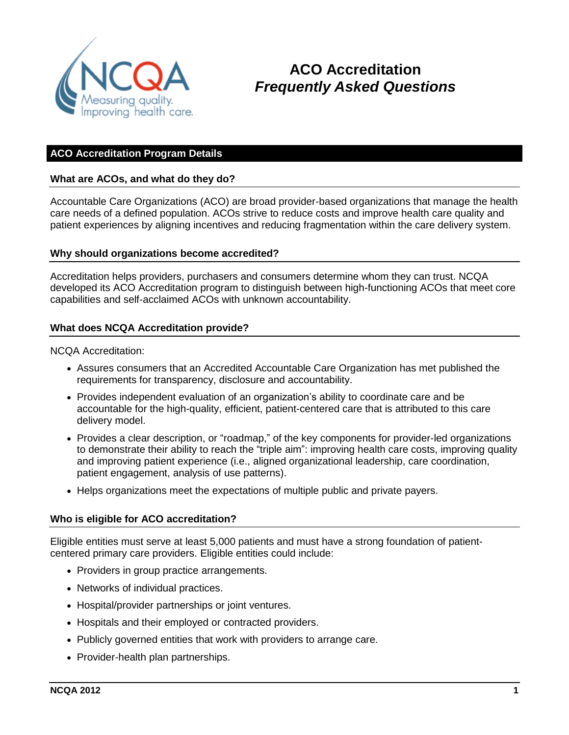# ACO Accreditation
## *Frequently Asked Questions*

## ACO Accreditation Program Details

### What are ACOs, and what do they do?

Accountable Care Organizations (ACO) are broad provider-based organizations that manage the health care needs of a defined population. ACOs strive to reduce costs and improve health care quality and patient experiences by aligning incentives and reducing fragmentation within the care delivery system.

### Why should organizations become accredited?

Accreditation helps providers, purchasers and consumers determine whom they can trust. NCQA developed its ACO Accreditation program to distinguish between high-functioning ACOs that meet core capabilities and self-acclaimed ACOs with unknown accountability.

### What does NCQA Accreditation provide?

NCQA Accreditation:

- Assures consumers that an Accredited Accountable Care Organization has met published the requirements for transparency, disclosure and accountability.
- Provides independent evaluation of an organization's ability to coordinate care and be accountable for the high-quality, efficient, patient-centered care that is attributed to this care delivery model.
- Provides a clear description, or "roadmap," of the key components for provider-led organizations to demonstrate their ability to reach the "triple aim": improving health care costs, improving quality and improving patient experience (i.e., aligned organizational leadership, care coordination, patient engagement, analysis of use patterns).
- Helps organizations meet the expectations of multiple public and private payers.

### Who is eligible for ACO accreditation?

Eligible entities must serve at least 5,000 patients and must have a strong foundation of patient-centered primary care providers. Eligible entities could include:

- Providers in group practice arrangements.
- Networks of individual practices.
- Hospital/provider partnerships or joint ventures.
- Hospitals and their employed or contracted providers.
- Publicly governed entities that work with providers to arrange care.
- Provider-health plan partnerships.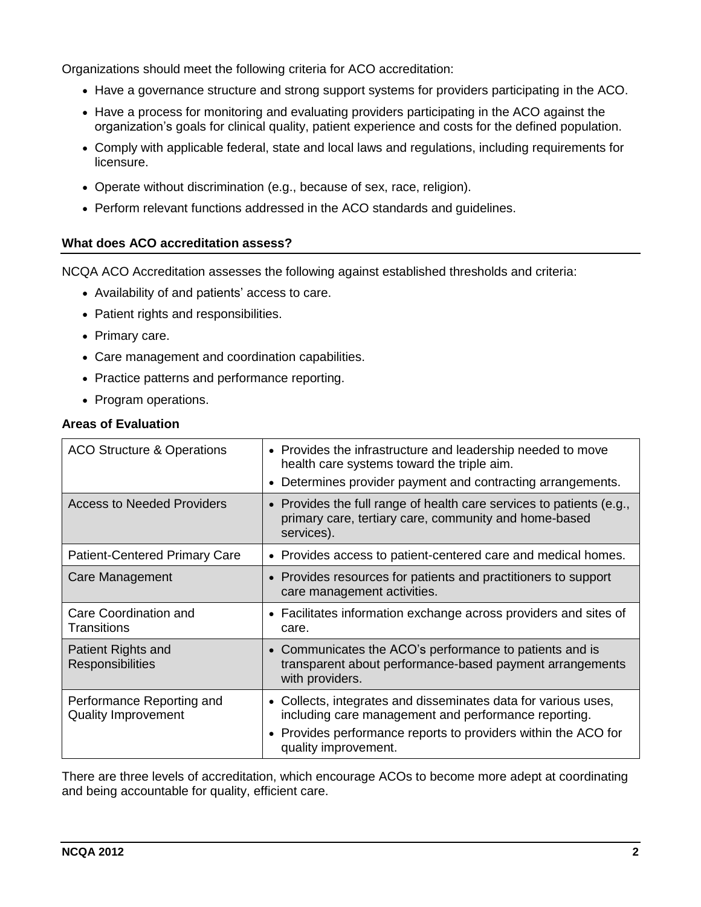Organizations should meet the following criteria for ACO accreditation:

- Have a governance structure and strong support systems for providers participating in the ACO.
- Have a process for monitoring and evaluating providers participating in the ACO against the organization's goals for clinical quality, patient experience and costs for the defined population.
- Comply with applicable federal, state and local laws and regulations, including requirements for licensure.
- Operate without discrimination (e.g., because of sex, race, religion).
- Perform relevant functions addressed in the ACO standards and guidelines.

### What does ACO accreditation assess?

NCQA ACO Accreditation assesses the following against established thresholds and criteria:

- Availability of and patients' access to care.
- Patient rights and responsibilities.
- Primary care.
- Care management and coordination capabilities.
- Practice patterns and performance reporting.
- Program operations.

**Areas of Evaluation**

| Area | Description |
|---|---|
| ACO Structure & Operations | • Provides the infrastructure and leadership needed to move health care systems toward the triple aim.<br>• Determines provider payment and contracting arrangements. |
| Access to Needed Providers | • Provides the full range of health care services to patients (e.g., primary care, tertiary care, community and home-based services). |
| Patient-Centered Primary Care | • Provides access to patient-centered care and medical homes. |
| Care Management | • Provides resources for patients and practitioners to support care management activities. |
| Care Coordination and Transitions | • Facilitates information exchange across providers and sites of care. |
| Patient Rights and Responsibilities | • Communicates the ACO's performance to patients and is transparent about performance-based payment arrangements with providers. |
| Performance Reporting and Quality Improvement | • Collects, integrates and disseminates data for various uses, including care management and performance reporting.<br>• Provides performance reports to providers within the ACO for quality improvement. |

There are three levels of accreditation, which encourage ACOs to become more adept at coordinating and being accountable for quality, efficient care.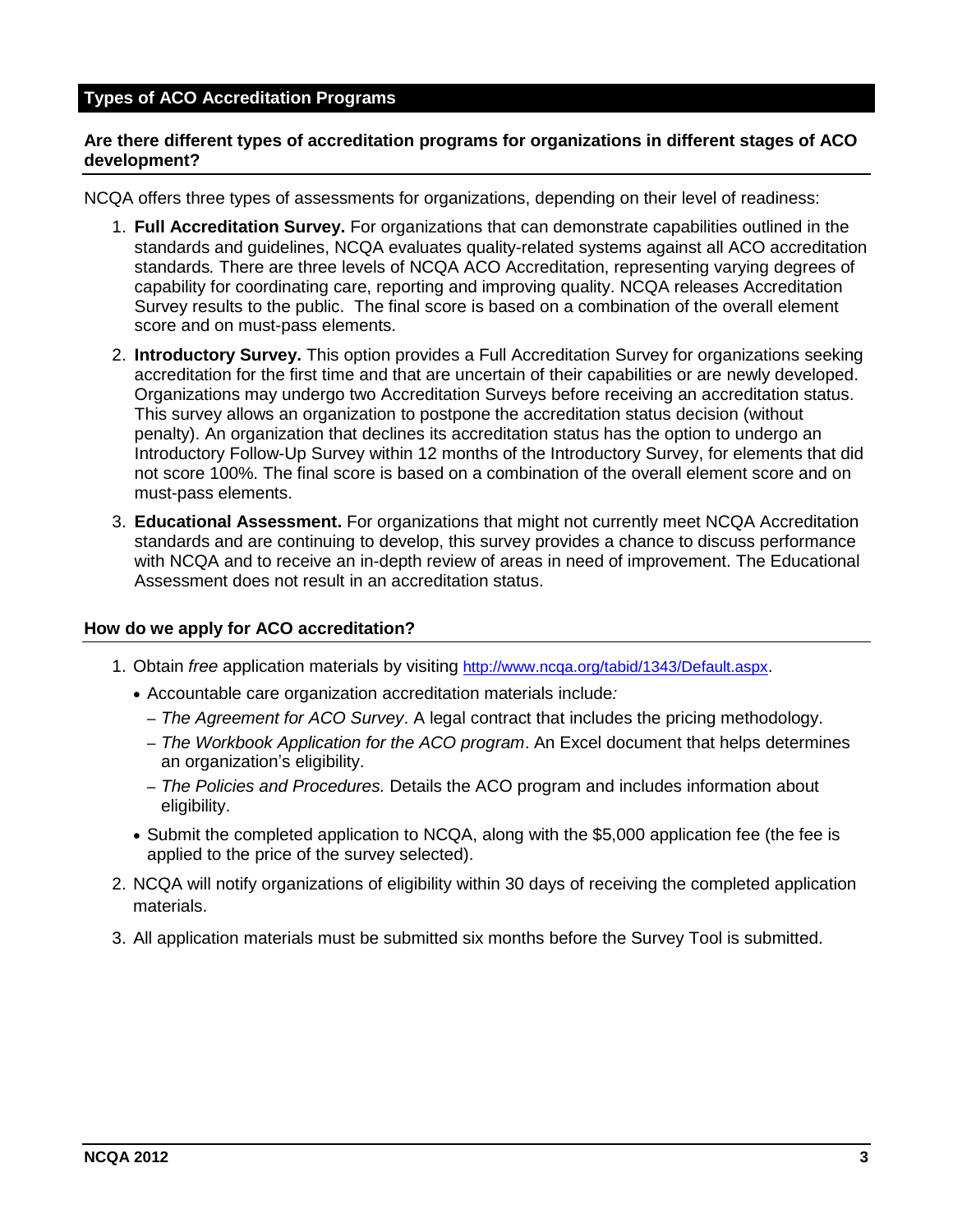## Types of ACO Accreditation Programs

### Are there different types of accreditation programs for organizations in different stages of ACO development?

NCQA offers three types of assessments for organizations, depending on their level of readiness:

1. **Full Accreditation Survey.** For organizations that can demonstrate capabilities outlined in the standards and guidelines, NCQA evaluates quality-related systems against all ACO accreditation standards*.* There are three levels of NCQA ACO Accreditation, representing varying degrees of capability for coordinating care, reporting and improving quality. NCQA releases Accreditation Survey results to the public. The final score is based on a combination of the overall element score and on must-pass elements.
2. **Introductory Survey.** This option provides a Full Accreditation Survey for organizations seeking accreditation for the first time and that are uncertain of their capabilities or are newly developed. Organizations may undergo two Accreditation Surveys before receiving an accreditation status. This survey allows an organization to postpone the accreditation status decision (without penalty). An organization that declines its accreditation status has the option to undergo an Introductory Follow-Up Survey within 12 months of the Introductory Survey, for elements that did not score 100%. The final score is based on a combination of the overall element score and on must-pass elements.
3. **Educational Assessment.** For organizations that might not currently meet NCQA Accreditation standards and are continuing to develop, this survey provides a chance to discuss performance with NCQA and to receive an in-depth review of areas in need of improvement. The Educational Assessment does not result in an accreditation status.

### How do we apply for ACO accreditation?

1. Obtain *free* application materials by visiting http://www.ncqa.org/tabid/1343/Default.aspx.
   - Accountable care organization accreditation materials include*:*
     - *The Agreement for ACO Survey*. A legal contract that includes the pricing methodology.
     - *The Workbook Application for the ACO program*. An Excel document that helps determines an organization's eligibility.
     - *The Policies and Procedures.* Details the ACO program and includes information about eligibility.
   - Submit the completed application to NCQA, along with the $5,000 application fee (the fee is applied to the price of the survey selected).
2. NCQA will notify organizations of eligibility within 30 days of receiving the completed application materials.
3. All application materials must be submitted six months before the Survey Tool is submitted.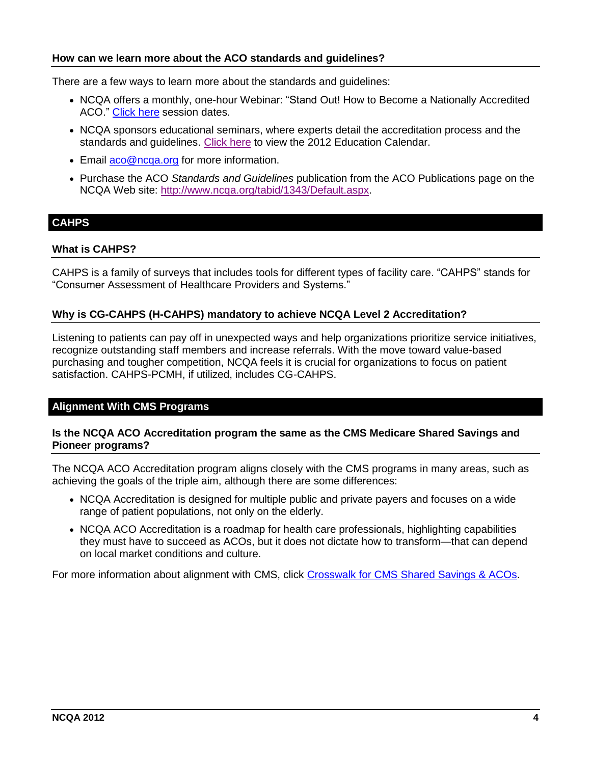### How can we learn more about the ACO standards and guidelines?

There are a few ways to learn more about the standards and guidelines:

- NCQA offers a monthly, one-hour Webinar: "Stand Out! How to Become a Nationally Accredited ACO." Click here session dates.
- NCQA sponsors educational seminars, where experts detail the accreditation process and the standards and guidelines. Click here to view the 2012 Education Calendar.
- Email aco@ncqa.org for more information.
- Purchase the ACO *Standards and Guidelines* publication from the ACO Publications page on the NCQA Web site: http://www.ncqa.org/tabid/1343/Default.aspx.

## CAHPS

### What is CAHPS?

CAHPS is a family of surveys that includes tools for different types of facility care. "CAHPS" stands for "Consumer Assessment of Healthcare Providers and Systems."

### Why is CG-CAHPS (H-CAHPS) mandatory to achieve NCQA Level 2 Accreditation?

Listening to patients can pay off in unexpected ways and help organizations prioritize service initiatives, recognize outstanding staff members and increase referrals. With the move toward value-based purchasing and tougher competition, NCQA feels it is crucial for organizations to focus on patient satisfaction. CAHPS-PCMH, if utilized, includes CG-CAHPS.

## Alignment With CMS Programs

### Is the NCQA ACO Accreditation program the same as the CMS Medicare Shared Savings and Pioneer programs?

The NCQA ACO Accreditation program aligns closely with the CMS programs in many areas, such as achieving the goals of the triple aim, although there are some differences:

- NCQA Accreditation is designed for multiple public and private payers and focuses on a wide range of patient populations, not only on the elderly.
- NCQA ACO Accreditation is a roadmap for health care professionals, highlighting capabilities they must have to succeed as ACOs, but it does not dictate how to transform—that can depend on local market conditions and culture.

For more information about alignment with CMS, click Crosswalk for CMS Shared Savings & ACOs.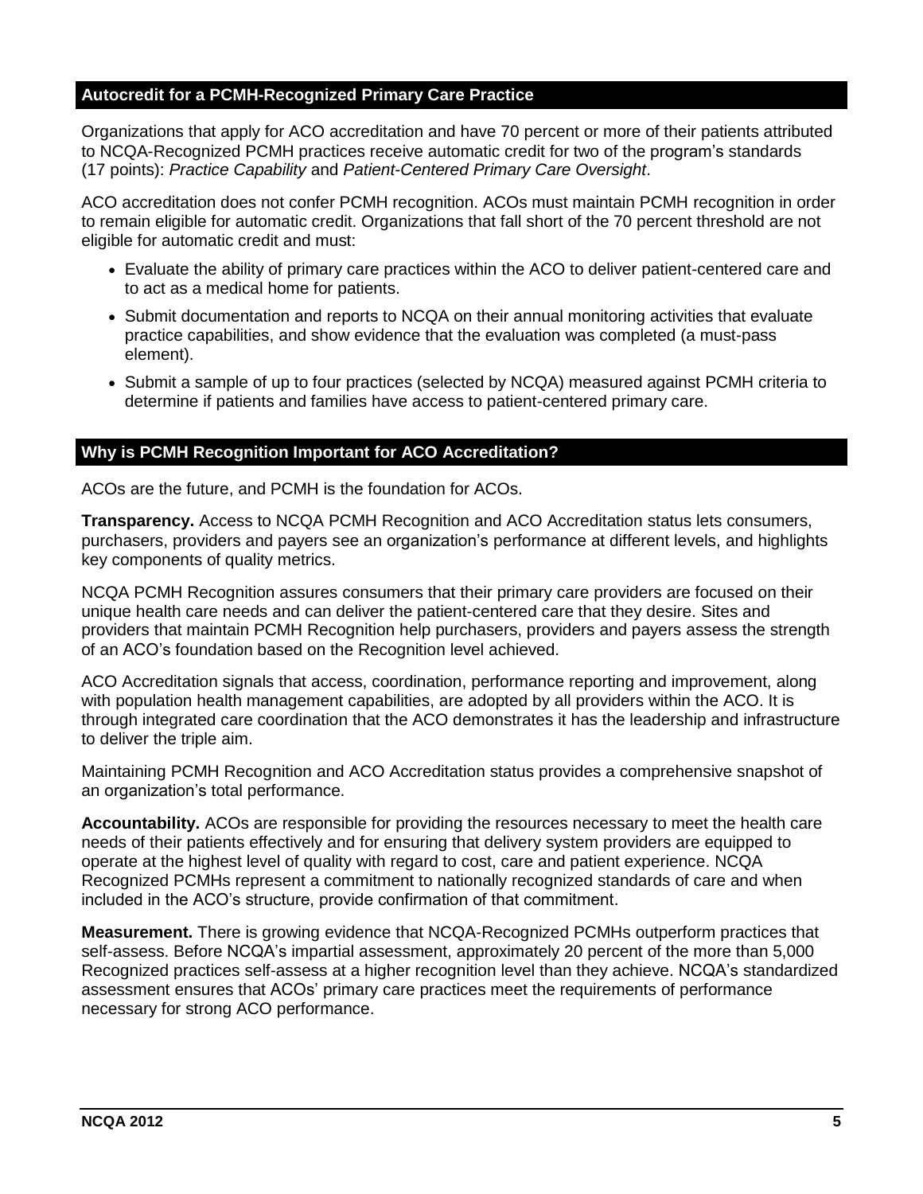## Autocredit for a PCMH-Recognized Primary Care Practice

Organizations that apply for ACO accreditation and have 70 percent or more of their patients attributed to NCQA-Recognized PCMH practices receive automatic credit for two of the program's standards (17 points): *Practice Capability* and *Patient-Centered Primary Care Oversight*.

ACO accreditation does not confer PCMH recognition. ACOs must maintain PCMH recognition in order to remain eligible for automatic credit. Organizations that fall short of the 70 percent threshold are not eligible for automatic credit and must:

- Evaluate the ability of primary care practices within the ACO to deliver patient-centered care and to act as a medical home for patients.
- Submit documentation and reports to NCQA on their annual monitoring activities that evaluate practice capabilities, and show evidence that the evaluation was completed (a must-pass element).
- Submit a sample of up to four practices (selected by NCQA) measured against PCMH criteria to determine if patients and families have access to patient-centered primary care.

## Why is PCMH Recognition Important for ACO Accreditation?

ACOs are the future, and PCMH is the foundation for ACOs.

**Transparency.** Access to NCQA PCMH Recognition and ACO Accreditation status lets consumers, purchasers, providers and payers see an organization's performance at different levels, and highlights key components of quality metrics.

NCQA PCMH Recognition assures consumers that their primary care providers are focused on their unique health care needs and can deliver the patient-centered care that they desire. Sites and providers that maintain PCMH Recognition help purchasers, providers and payers assess the strength of an ACO's foundation based on the Recognition level achieved.

ACO Accreditation signals that access, coordination, performance reporting and improvement, along with population health management capabilities, are adopted by all providers within the ACO. It is through integrated care coordination that the ACO demonstrates it has the leadership and infrastructure to deliver the triple aim.

Maintaining PCMH Recognition and ACO Accreditation status provides a comprehensive snapshot of an organization's total performance.

**Accountability.** ACOs are responsible for providing the resources necessary to meet the health care needs of their patients effectively and for ensuring that delivery system providers are equipped to operate at the highest level of quality with regard to cost, care and patient experience. NCQA Recognized PCMHs represent a commitment to nationally recognized standards of care and when included in the ACO's structure, provide confirmation of that commitment.

**Measurement.** There is growing evidence that NCQA-Recognized PCMHs outperform practices that self-assess. Before NCQA's impartial assessment, approximately 20 percent of the more than 5,000 Recognized practices self-assess at a higher recognition level than they achieve. NCQA's standardized assessment ensures that ACOs' primary care practices meet the requirements of performance necessary for strong ACO performance.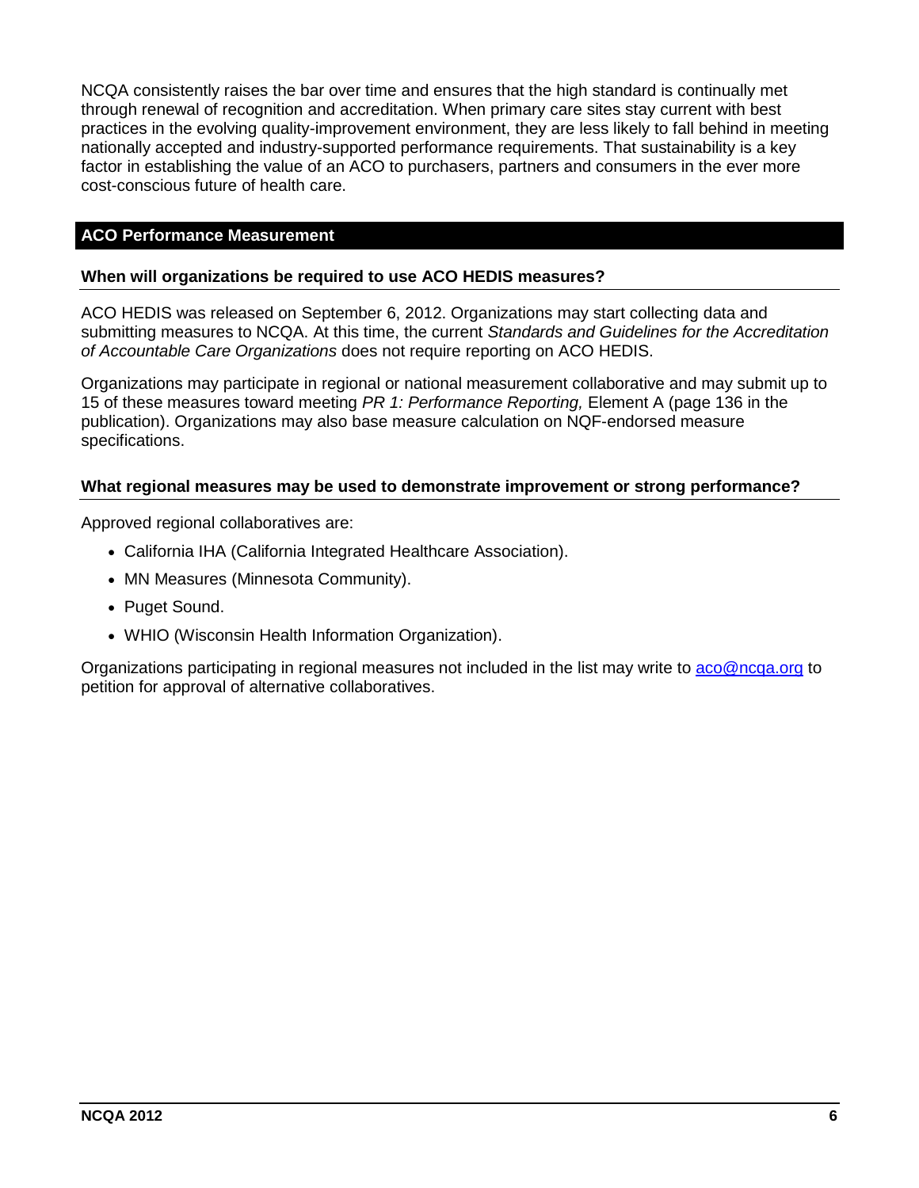NCQA consistently raises the bar over time and ensures that the high standard is continually met through renewal of recognition and accreditation. When primary care sites stay current with best practices in the evolving quality-improvement environment, they are less likely to fall behind in meeting nationally accepted and industry-supported performance requirements. That sustainability is a key factor in establishing the value of an ACO to purchasers, partners and consumers in the ever more cost-conscious future of health care.

## ACO Performance Measurement

### When will organizations be required to use ACO HEDIS measures?

ACO HEDIS was released on September 6, 2012. Organizations may start collecting data and submitting measures to NCQA. At this time, the current *Standards and Guidelines for the Accreditation of Accountable Care Organizations* does not require reporting on ACO HEDIS.

Organizations may participate in regional or national measurement collaborative and may submit up to 15 of these measures toward meeting *PR 1: Performance Reporting,* Element A (page 136 in the publication). Organizations may also base measure calculation on NQF-endorsed measure specifications.

### What regional measures may be used to demonstrate improvement or strong performance?

Approved regional collaboratives are:

- California IHA (California Integrated Healthcare Association).
- MN Measures (Minnesota Community).
- Puget Sound.
- WHIO (Wisconsin Health Information Organization).

Organizations participating in regional measures not included in the list may write to aco@ncqa.org to petition for approval of alternative collaboratives.